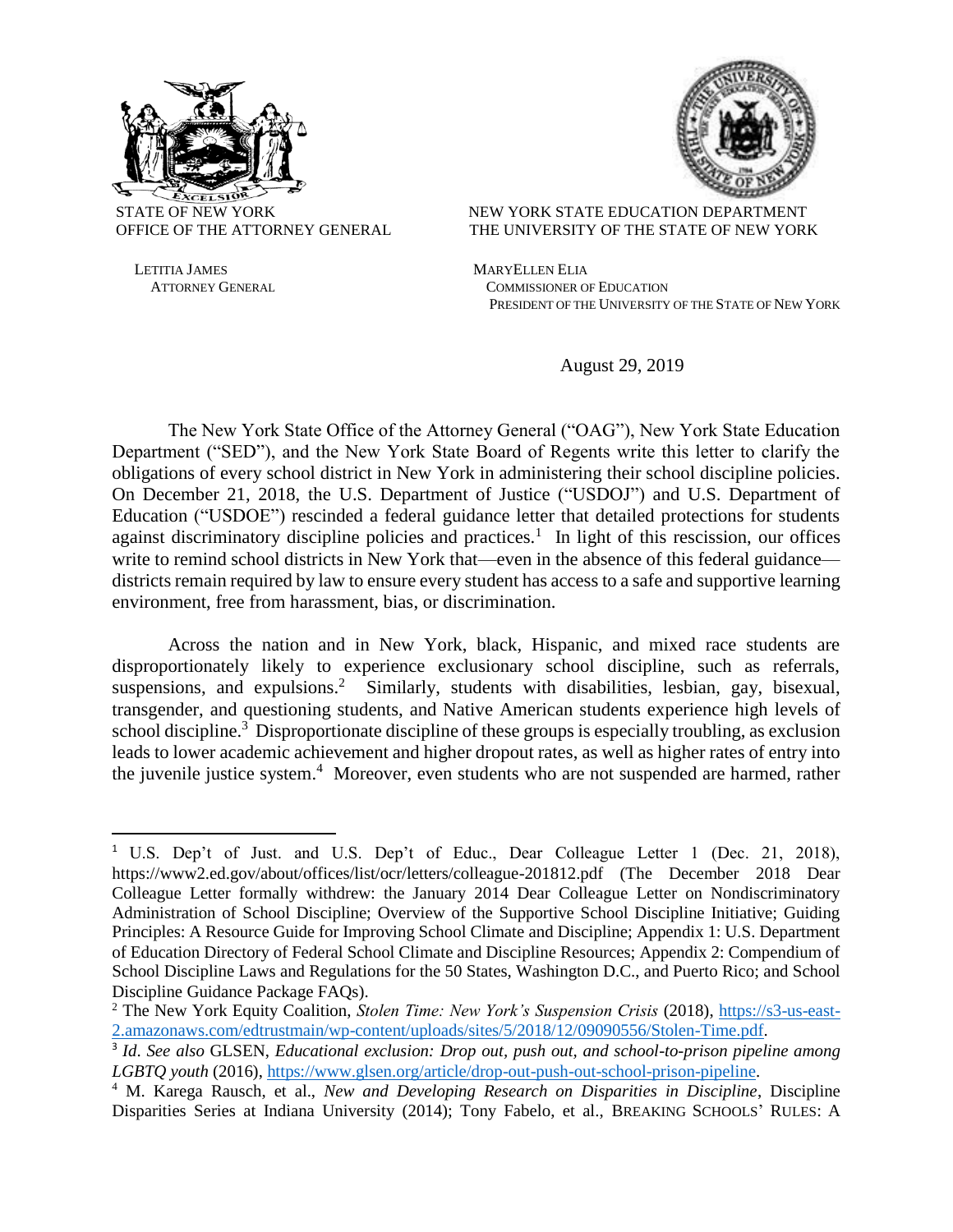STATE OF NEW YORK
OFFICE OF THE ATTORNEY GENERAL

LETITIA JAMES
ATTORNEY GENERAL

NEW YORK STATE EDUCATION DEPARTMENT
THE UNIVERSITY OF THE STATE OF NEW YORK

MARYELLEN ELIA
COMMISSIONER OF EDUCATION
PRESIDENT OF THE UNIVERSITY OF THE STATE OF NEW YORK

August 29, 2019

The New York State Office of the Attorney General ("OAG"), New York State Education Department ("SED"), and the New York State Board of Regents write this letter to clarify the obligations of every school district in New York in administering their school discipline policies. On December 21, 2018, the U.S. Department of Justice ("USDOJ") and U.S. Department of Education ("USDOE") rescinded a federal guidance letter that detailed protections for students against discriminatory discipline policies and practices.[1] In light of this rescission, our offices write to remind school districts in New York that—even in the absence of this federal guidance—districts remain required by law to ensure every student has access to a safe and supportive learning environment, free from harassment, bias, or discrimination.

Across the nation and in New York, black, Hispanic, and mixed race students are disproportionately likely to experience exclusionary school discipline, such as referrals, suspensions, and expulsions.[2] Similarly, students with disabilities, lesbian, gay, bisexual, transgender, and questioning students, and Native American students experience high levels of school discipline.[3] Disproportionate discipline of these groups is especially troubling, as exclusion leads to lower academic achievement and higher dropout rates, as well as higher rates of entry into the juvenile justice system.[4] Moreover, even students who are not suspended are harmed, rather

---

[1] U.S. Dep't of Just. and U.S. Dep't of Educ., Dear Colleague Letter 1 (Dec. 21, 2018), https://www2.ed.gov/about/offices/list/ocr/letters/colleague-201812.pdf (The December 2018 Dear Colleague Letter formally withdrew: the January 2014 Dear Colleague Letter on Nondiscriminatory Administration of School Discipline; Overview of the Supportive School Discipline Initiative; Guiding Principles: A Resource Guide for Improving School Climate and Discipline; Appendix 1: U.S. Department of Education Directory of Federal School Climate and Discipline Resources; Appendix 2: Compendium of School Discipline Laws and Regulations for the 50 States, Washington D.C., and Puerto Rico; and School Discipline Guidance Package FAQs).

[2] The New York Equity Coalition, *Stolen Time: New York's Suspension Crisis* (2018), https://s3-us-east-2.amazonaws.com/edtrustmain/wp-content/uploads/sites/5/2018/12/09090556/Stolen-Time.pdf.

[3] *Id*. *See also* GLSEN, *Educational exclusion: Drop out, push out, and school-to-prison pipeline among LGBTQ youth* (2016), https://www.glsen.org/article/drop-out-push-out-school-prison-pipeline.

[4] M. Karega Rausch, et al., *New and Developing Research on Disparities in Discipline*, Discipline Disparities Series at Indiana University (2014); Tony Fabelo, et al., BREAKING SCHOOLS' RULES: A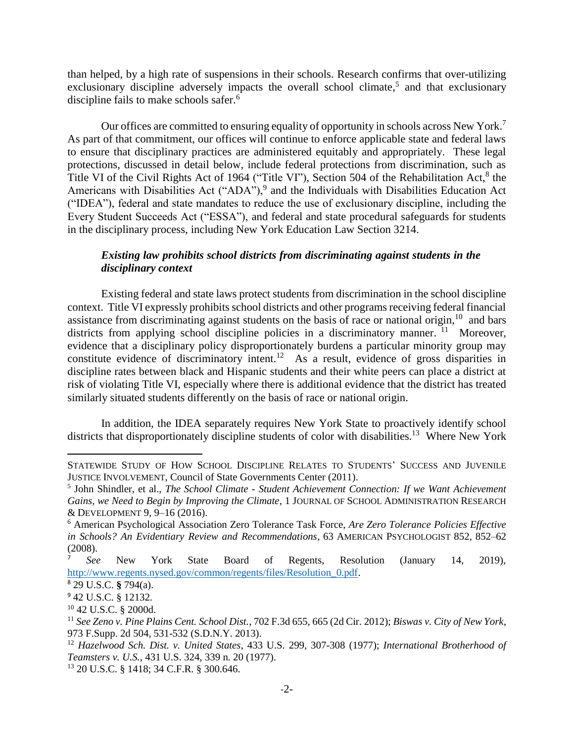than helped, by a high rate of suspensions in their schools. Research confirms that over-utilizing exclusionary discipline adversely impacts the overall school climate,[5] and that exclusionary discipline fails to make schools safer.[6]

Our offices are committed to ensuring equality of opportunity in schools across New York.[7] As part of that commitment, our offices will continue to enforce applicable state and federal laws to ensure that disciplinary practices are administered equitably and appropriately. These legal protections, discussed in detail below, include federal protections from discrimination, such as Title VI of the Civil Rights Act of 1964 ("Title VI"), Section 504 of the Rehabilitation Act,[8] the Americans with Disabilities Act ("ADA"),[9] and the Individuals with Disabilities Education Act ("IDEA"), federal and state mandates to reduce the use of exclusionary discipline, including the Every Student Succeeds Act ("ESSA"), and federal and state procedural safeguards for students in the disciplinary process, including New York Education Law Section 3214.

***Existing law prohibits school districts from discriminating against students in the disciplinary context***

Existing federal and state laws protect students from discrimination in the school discipline context. Title VI expressly prohibits school districts and other programs receiving federal financial assistance from discriminating against students on the basis of race or national origin,[10] and bars districts from applying school discipline policies in a discriminatory manner.[11] Moreover, evidence that a disciplinary policy disproportionately burdens a particular minority group may constitute evidence of discriminatory intent.[12] As a result, evidence of gross disparities in discipline rates between black and Hispanic students and their white peers can place a district at risk of violating Title VI, especially where there is additional evidence that the district has treated similarly situated students differently on the basis of race or national origin.

In addition, the IDEA separately requires New York State to proactively identify school districts that disproportionately discipline students of color with disabilities.[13] Where New York

---

STATEWIDE STUDY OF HOW SCHOOL DISCIPLINE RELATES TO STUDENTS' SUCCESS AND JUVENILE JUSTICE INVOLVEMENT, Council of State Governments Center (2011).

[5] John Shindler, et al., *The School Climate - Student Achievement Connection: If we Want Achievement Gains, we Need to Begin by Improving the Climate*, 1 JOURNAL OF SCHOOL ADMINISTRATION RESEARCH & DEVELOPMENT 9, 9–16 (2016).

[6] American Psychological Association Zero Tolerance Task Force, *Are Zero Tolerance Policies Effective in Schools? An Evidentiary Review and Recommendations*, 63 AMERICAN PSYCHOLOGIST 852, 852–62 (2008).

[7] *See* New York State Board of Regents, Resolution (January 14, 2019), http://www.regents.nysed.gov/common/regents/files/Resolution_0.pdf.

[8] 29 U.S.C. § 794(a).

[9] 42 U.S.C. § 12132.

[10] 42 U.S.C. § 2000d.

[11] *See Zeno v. Pine Plains Cent. School Dist.*, 702 F.3d 655, 665 (2d Cir. 2012); *Biswas v. City of New York*, 973 F.Supp. 2d 504, 531-532 (S.D.N.Y. 2013).

[12] *Hazelwood Sch. Dist. v. United States*, 433 U.S. 299, 307-308 (1977); *International Brotherhood of Teamsters v. U.S.*, 431 U.S. 324, 339 n. 20 (1977).

[13] 20 U.S.C. § 1418; 34 C.F.R. § 300.646.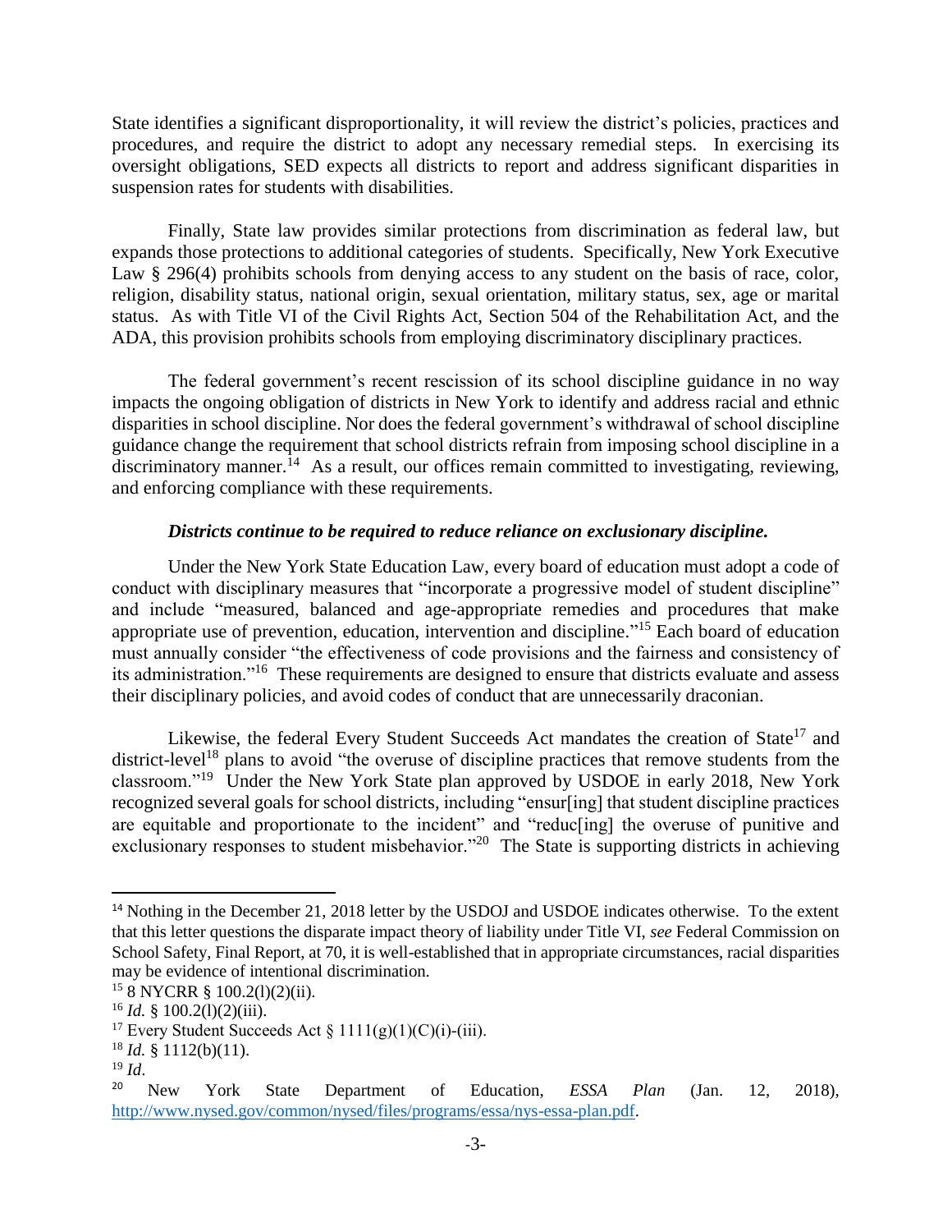State identifies a significant disproportionality, it will review the district's policies, practices and procedures, and require the district to adopt any necessary remedial steps. In exercising its oversight obligations, SED expects all districts to report and address significant disparities in suspension rates for students with disabilities.

Finally, State law provides similar protections from discrimination as federal law, but expands those protections to additional categories of students. Specifically, New York Executive Law § 296(4) prohibits schools from denying access to any student on the basis of race, color, religion, disability status, national origin, sexual orientation, military status, sex, age or marital status. As with Title VI of the Civil Rights Act, Section 504 of the Rehabilitation Act, and the ADA, this provision prohibits schools from employing discriminatory disciplinary practices.

The federal government's recent rescission of its school discipline guidance in no way impacts the ongoing obligation of districts in New York to identify and address racial and ethnic disparities in school discipline. Nor does the federal government's withdrawal of school discipline guidance change the requirement that school districts refrain from imposing school discipline in a discriminatory manner.[14] As a result, our offices remain committed to investigating, reviewing, and enforcing compliance with these requirements.

***Districts continue to be required to reduce reliance on exclusionary discipline.***

Under the New York State Education Law, every board of education must adopt a code of conduct with disciplinary measures that "incorporate a progressive model of student discipline" and include "measured, balanced and age-appropriate remedies and procedures that make appropriate use of prevention, education, intervention and discipline."[15] Each board of education must annually consider "the effectiveness of code provisions and the fairness and consistency of its administration."[16] These requirements are designed to ensure that districts evaluate and assess their disciplinary policies, and avoid codes of conduct that are unnecessarily draconian.

Likewise, the federal Every Student Succeeds Act mandates the creation of State[17] and district-level[18] plans to avoid "the overuse of discipline practices that remove students from the classroom."[19] Under the New York State plan approved by USDOE in early 2018, New York recognized several goals for school districts, including "ensur[ing] that student discipline practices are equitable and proportionate to the incident" and "reduc[ing] the overuse of punitive and exclusionary responses to student misbehavior."[20] The State is supporting districts in achieving

---

[14] Nothing in the December 21, 2018 letter by the USDOJ and USDOE indicates otherwise. To the extent that this letter questions the disparate impact theory of liability under Title VI, *see* Federal Commission on School Safety, Final Report, at 70, it is well-established that in appropriate circumstances, racial disparities may be evidence of intentional discrimination.

[15] 8 NYCRR § 100.2(l)(2)(ii).

[16] *Id.* § 100.2(l)(2)(iii).

[17] Every Student Succeeds Act § 1111(g)(1)(C)(i)-(iii).

[18] *Id.* § 1112(b)(11).

[19] *Id*.

[20] New York State Department of Education, *ESSA Plan* (Jan. 12, 2018), http://www.nysed.gov/common/nysed/files/programs/essa/nys-essa-plan.pdf.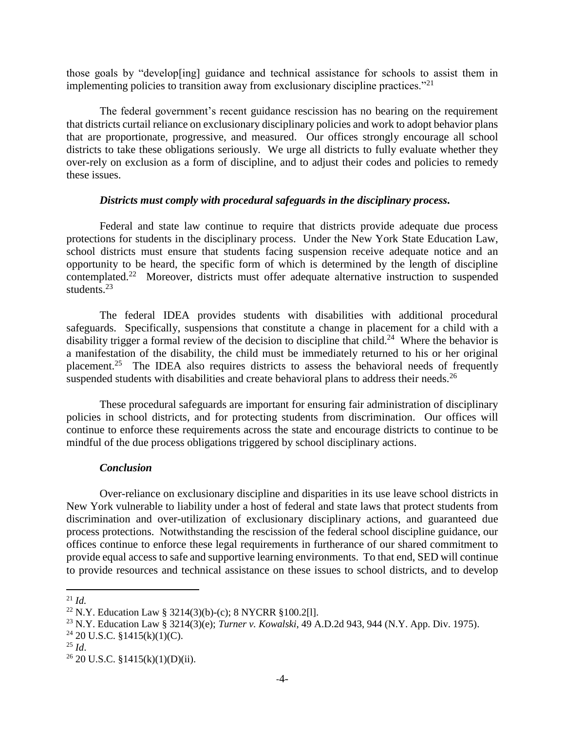those goals by "develop[ing] guidance and technical assistance for schools to assist them in implementing policies to transition away from exclusionary discipline practices."[21]

The federal government's recent guidance rescission has no bearing on the requirement that districts curtail reliance on exclusionary disciplinary policies and work to adopt behavior plans that are proportionate, progressive, and measured. Our offices strongly encourage all school districts to take these obligations seriously. We urge all districts to fully evaluate whether they over-rely on exclusion as a form of discipline, and to adjust their codes and policies to remedy these issues.

***Districts must comply with procedural safeguards in the disciplinary process.***

Federal and state law continue to require that districts provide adequate due process protections for students in the disciplinary process. Under the New York State Education Law, school districts must ensure that students facing suspension receive adequate notice and an opportunity to be heard, the specific form of which is determined by the length of discipline contemplated.[22] Moreover, districts must offer adequate alternative instruction to suspended students.[23]

The federal IDEA provides students with disabilities with additional procedural safeguards. Specifically, suspensions that constitute a change in placement for a child with a disability trigger a formal review of the decision to discipline that child.[24] Where the behavior is a manifestation of the disability, the child must be immediately returned to his or her original placement.[25] The IDEA also requires districts to assess the behavioral needs of frequently suspended students with disabilities and create behavioral plans to address their needs.[26]

These procedural safeguards are important for ensuring fair administration of disciplinary policies in school districts, and for protecting students from discrimination. Our offices will continue to enforce these requirements across the state and encourage districts to continue to be mindful of the due process obligations triggered by school disciplinary actions.

***Conclusion***

Over-reliance on exclusionary discipline and disparities in its use leave school districts in New York vulnerable to liability under a host of federal and state laws that protect students from discrimination and over-utilization of exclusionary disciplinary actions, and guaranteed due process protections. Notwithstanding the rescission of the federal school discipline guidance, our offices continue to enforce these legal requirements in furtherance of our shared commitment to provide equal access to safe and supportive learning environments. To that end, SED will continue to provide resources and technical assistance on these issues to school districts, and to develop

---

[21] *Id.*

[22] N.Y. Education Law § 3214(3)(b)-(c); 8 NYCRR §100.2[l].

[23] N.Y. Education Law § 3214(3)(e); *Turner v. Kowalski*, 49 A.D.2d 943, 944 (N.Y. App. Div. 1975).

[24] 20 U.S.C. §1415(k)(1)(C).

[25] *Id*.

[26] 20 U.S.C. §1415(k)(1)(D)(ii).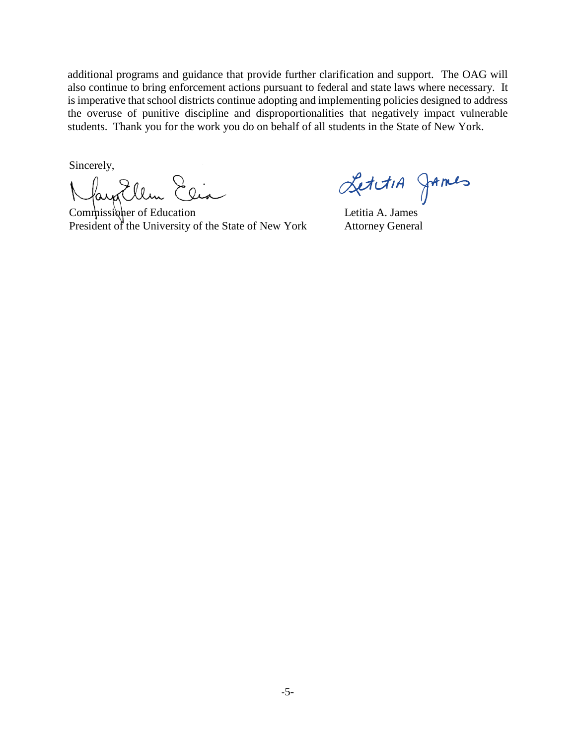additional programs and guidance that provide further clarification and support. The OAG will also continue to bring enforcement actions pursuant to federal and state laws where necessary. It is imperative that school districts continue adopting and implementing policies designed to address the overuse of punitive discipline and disproportionalities that negatively impact vulnerable students. Thank you for the work you do on behalf of all students in the State of New York.

Sincerely,

Commissioner of Education
President of the University of the State of New York

Letitia A. James
Attorney General